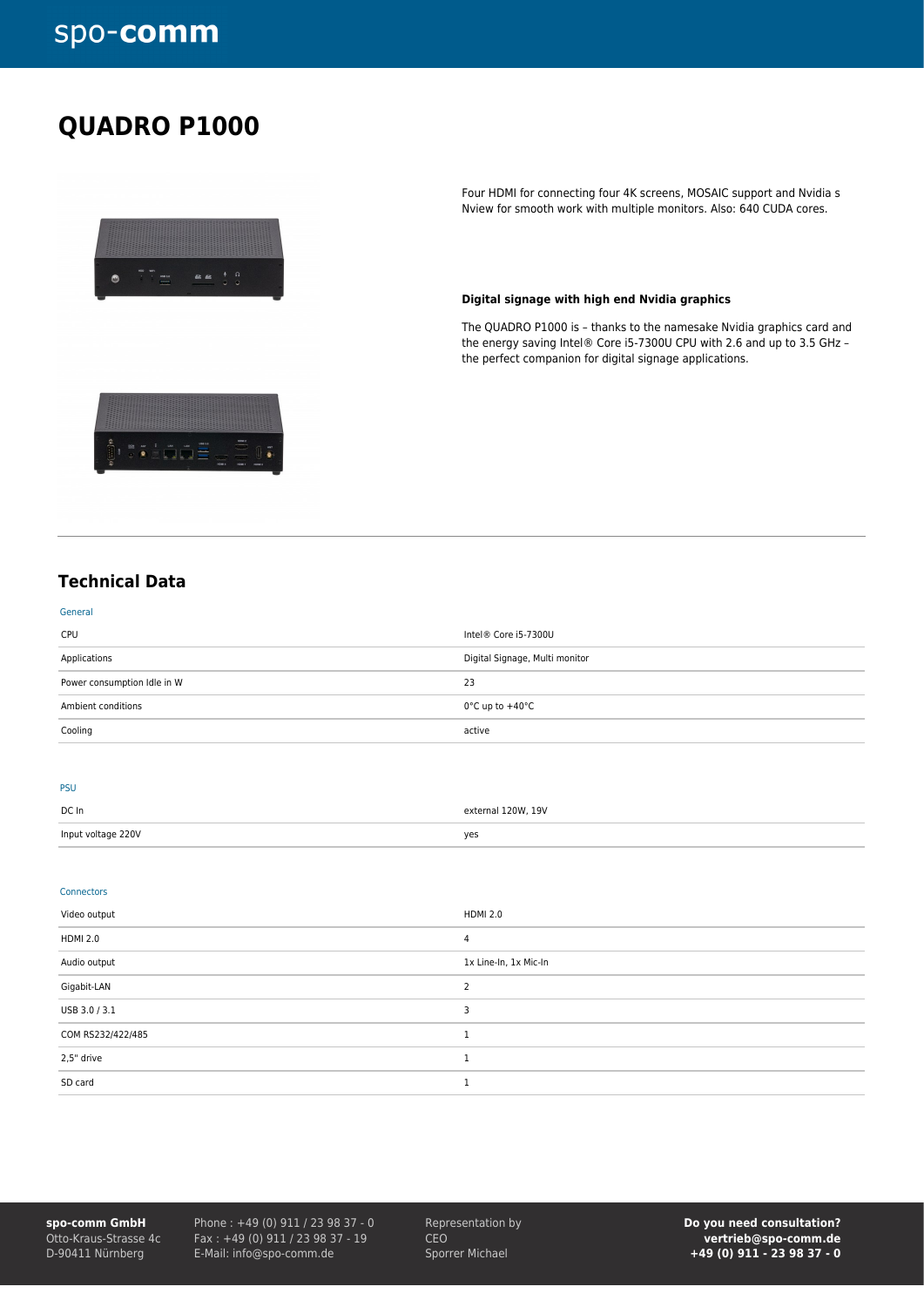# QUADRO P1000

Four HDMI for connecting four 4K screens, MOSAIC support and Nvidia s Nview for smooth work with multiple monitors. Also: 640 CUDA cores.

**Digital signage with high end Nvidia graphics**

The QUADRO P1000 is – thanks to the namesake Nvidia graphics card and the energy saving Intel® Core i5-7300U CPU with 2.6 and up to 3.5 GHz – the perfect companion for digital signage applications.

## Technical Data

### General

| | |
|---|---|
| CPU | Intel® Core i5-7300U |
| Applications | Digital Signage, Multi monitor |
| Power consumption Idle in W | 23 |
| Ambient conditions | 0°C up to +40°C |
| Cooling | active |

### PSU

| | |
|---|---|
| DC In | external 120W, 19V |
| Input voltage 220V | yes |

### Connectors

| | |
|---|---|
| Video output | HDMI 2.0 |
| HDMI 2.0 | 4 |
| Audio output | 1x Line-In, 1x Mic-In |
| Gigabit-LAN | 2 |
| USB 3.0 / 3.1 | 3 |
| COM RS232/422/485 | 1 |
| 2,5" drive | 1 |
| SD card | 1 |

**spo-comm GmbH**
Otto-Kraus-Strasse 4c
D-90411 Nürnberg

Phone : +49 (0) 911 / 23 98 37 - 0
Fax : +49 (0) 911 / 23 98 37 - 19
E-Mail: info@spo-comm.de

Representation by
CEO
Sporrer Michael

**Do you need consultation?**
**vertrieb@spo-comm.de**
**+49 (0) 911 - 23 98 37 - 0**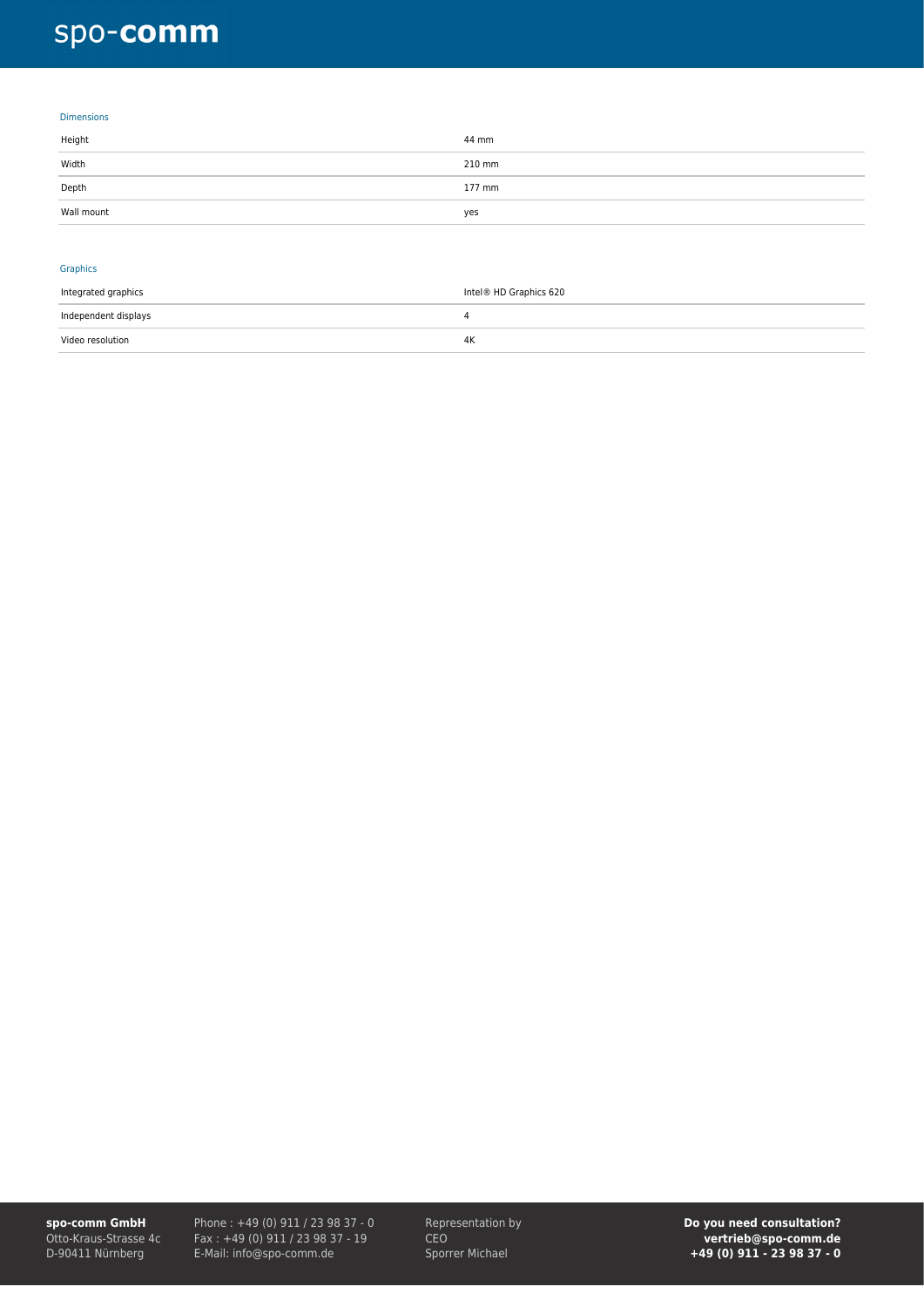### Dimensions

| | |
|---|---|
| Height | 44 mm |
| Width | 210 mm |
| Depth | 177 mm |
| Wall mount | yes |

### Graphics

| | |
|---|---|
| Integrated graphics | Intel® HD Graphics 620 |
| Independent displays | 4 |
| Video resolution | 4K |